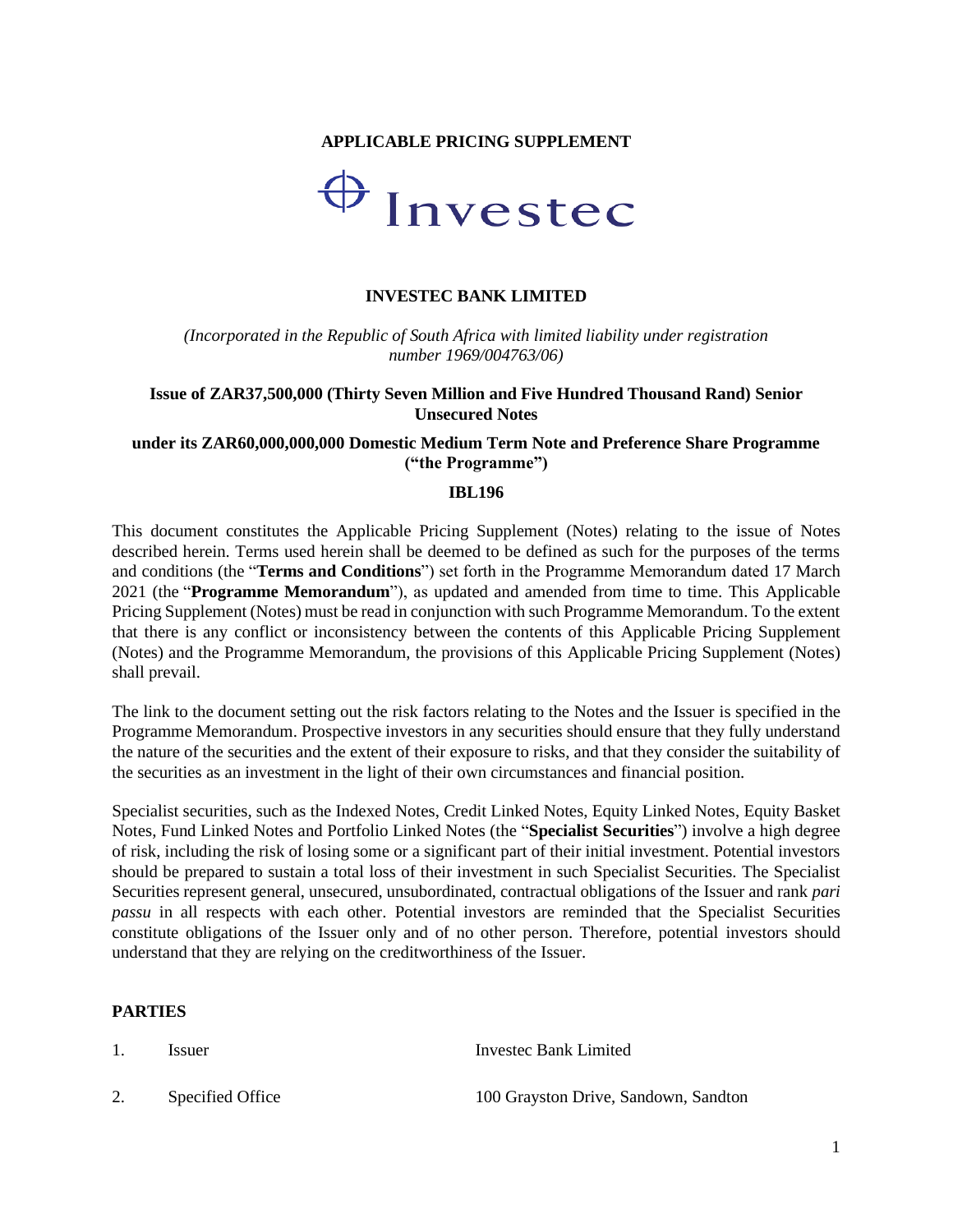**APPLICABLE PRICING SUPPLEMENT**

Investec

**INVESTEC BANK LIMITED**

*(Incorporated in the Republic of South Africa with limited liability under registration number 1969/004763/06)*

**Issue of ZAR37,500,000 (Thirty Seven Million and Five Hundred Thousand Rand) Senior Unsecured Notes**

**under its ZAR60,000,000,000 Domestic Medium Term Note and Preference Share Programme ("the Programme")**

**IBL196**

This document constitutes the Applicable Pricing Supplement (Notes) relating to the issue of Notes described herein. Terms used herein shall be deemed to be defined as such for the purposes of the terms and conditions (the "**Terms and Conditions**") set forth in the Programme Memorandum dated 17 March 2021 (the "**Programme Memorandum**"), as updated and amended from time to time. This Applicable Pricing Supplement (Notes) must be read in conjunction with such Programme Memorandum. To the extent that there is any conflict or inconsistency between the contents of this Applicable Pricing Supplement (Notes) and the Programme Memorandum, the provisions of this Applicable Pricing Supplement (Notes) shall prevail.

The link to the document setting out the risk factors relating to the Notes and the Issuer is specified in the Programme Memorandum. Prospective investors in any securities should ensure that they fully understand the nature of the securities and the extent of their exposure to risks, and that they consider the suitability of the securities as an investment in the light of their own circumstances and financial position.

Specialist securities, such as the Indexed Notes, Credit Linked Notes, Equity Linked Notes, Equity Basket Notes, Fund Linked Notes and Portfolio Linked Notes (the "**Specialist Securities**") involve a high degree of risk, including the risk of losing some or a significant part of their initial investment. Potential investors should be prepared to sustain a total loss of their investment in such Specialist Securities. The Specialist Securities represent general, unsecured, unsubordinated, contractual obligations of the Issuer and rank *pari passu* in all respects with each other. Potential investors are reminded that the Specialist Securities constitute obligations of the Issuer only and of no other person. Therefore, potential investors should understand that they are relying on the creditworthiness of the Issuer.

**PARTIES**

| | | |
|---|---|---|
| 1. | Issuer | Investec Bank Limited |
| 2. | Specified Office | 100 Grayston Drive, Sandown, Sandton |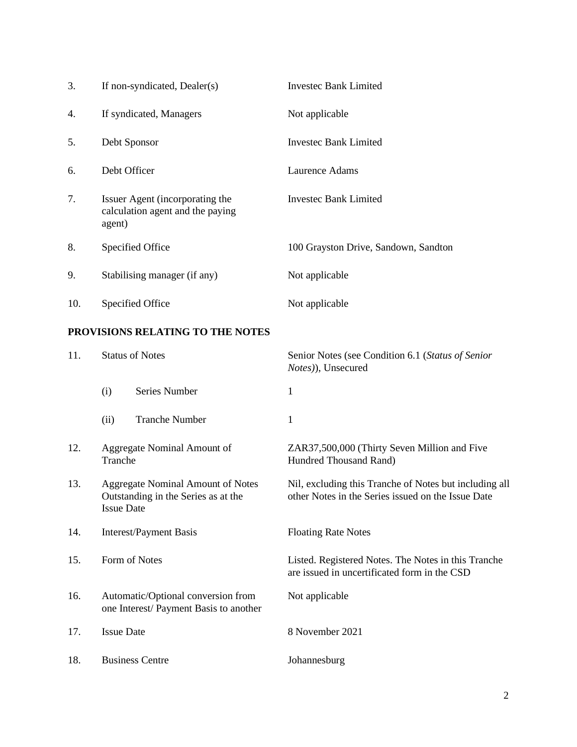| | | |
|---|---|---|
| 3. | If non-syndicated, Dealer(s) | Investec Bank Limited |
| 4. | If syndicated, Managers | Not applicable |
| 5. | Debt Sponsor | Investec Bank Limited |
| 6. | Debt Officer | Laurence Adams |
| 7. | Issuer Agent (incorporating the calculation agent and the paying agent) | Investec Bank Limited |
| 8. | Specified Office | 100 Grayston Drive, Sandown, Sandton |
| 9. | Stabilising manager (if any) | Not applicable |
| 10. | Specified Office | Not applicable |

**PROVISIONS RELATING TO THE NOTES**

| | | |
|---|---|---|
| 11. | Status of Notes | Senior Notes (see Condition 6.1 (*Status of Senior Notes)*), Unsecured |
| | (i) Series Number | 1 |
| | (ii) Tranche Number | 1 |
| 12. | Aggregate Nominal Amount of Tranche | ZAR37,500,000 (Thirty Seven Million and Five Hundred Thousand Rand) |
| 13. | Aggregate Nominal Amount of Notes Outstanding in the Series as at the Issue Date | Nil, excluding this Tranche of Notes but including all other Notes in the Series issued on the Issue Date |
| 14. | Interest/Payment Basis | Floating Rate Notes |
| 15. | Form of Notes | Listed. Registered Notes. The Notes in this Tranche are issued in uncertificated form in the CSD |
| 16. | Automatic/Optional conversion from one Interest/ Payment Basis to another | Not applicable |
| 17. | Issue Date | 8 November 2021 |
| 18. | Business Centre | Johannesburg |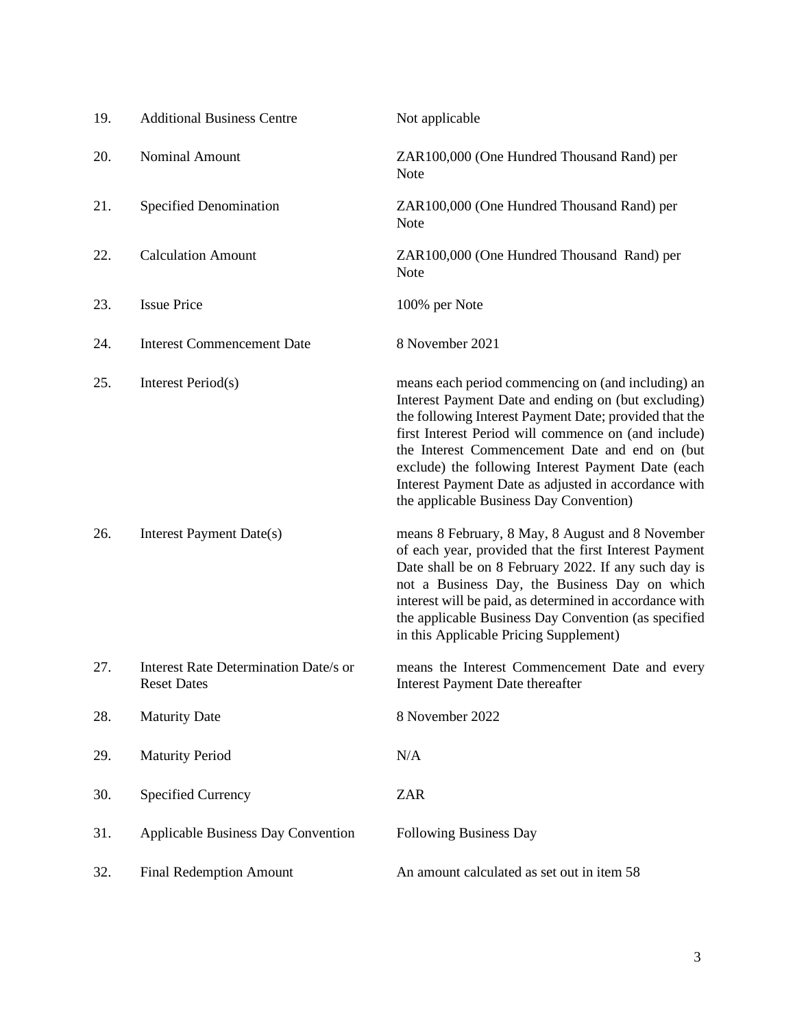| | | |
|---|---|---|
| 19. | Additional Business Centre | Not applicable |
| 20. | Nominal Amount | ZAR100,000 (One Hundred Thousand Rand) per Note |
| 21. | Specified Denomination | ZAR100,000 (One Hundred Thousand Rand) per Note |
| 22. | Calculation Amount | ZAR100,000 (One Hundred Thousand Rand) per Note |
| 23. | Issue Price | 100% per Note |
| 24. | Interest Commencement Date | 8 November 2021 |
| 25. | Interest Period(s) | means each period commencing on (and including) an Interest Payment Date and ending on (but excluding) the following Interest Payment Date; provided that the first Interest Period will commence on (and include) the Interest Commencement Date and end on (but exclude) the following Interest Payment Date (each Interest Payment Date as adjusted in accordance with the applicable Business Day Convention) |
| 26. | Interest Payment Date(s) | means 8 February, 8 May, 8 August and 8 November of each year, provided that the first Interest Payment Date shall be on 8 February 2022. If any such day is not a Business Day, the Business Day on which interest will be paid, as determined in accordance with the applicable Business Day Convention (as specified in this Applicable Pricing Supplement) |
| 27. | Interest Rate Determination Date/s or Reset Dates | means the Interest Commencement Date and every Interest Payment Date thereafter |
| 28. | Maturity Date | 8 November 2022 |
| 29. | Maturity Period | N/A |
| 30. | Specified Currency | ZAR |
| 31. | Applicable Business Day Convention | Following Business Day |
| 32. | Final Redemption Amount | An amount calculated as set out in item 58 |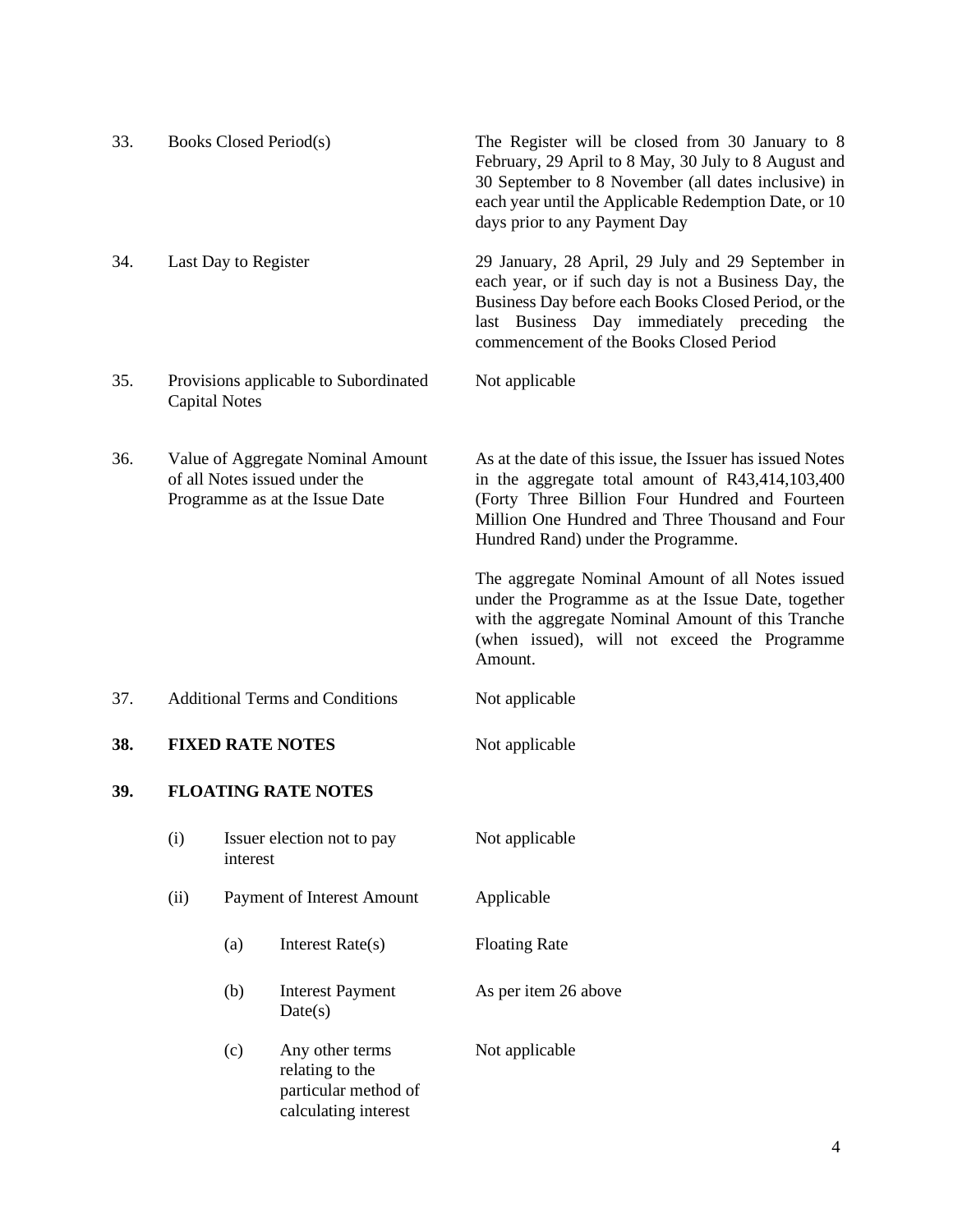| | | |
|---|---|---|
| 33. | Books Closed Period(s) | The Register will be closed from 30 January to 8 February, 29 April to 8 May, 30 July to 8 August and 30 September to 8 November (all dates inclusive) in each year until the Applicable Redemption Date, or 10 days prior to any Payment Day |
| 34. | Last Day to Register | 29 January, 28 April, 29 July and 29 September in each year, or if such day is not a Business Day, the Business Day before each Books Closed Period, or the last Business Day immediately preceding the commencement of the Books Closed Period |
| 35. | Provisions applicable to Subordinated Capital Notes | Not applicable |
| 36. | Value of Aggregate Nominal Amount of all Notes issued under the Programme as at the Issue Date | As at the date of this issue, the Issuer has issued Notes in the aggregate total amount of R43,414,103,400 (Forty Three Billion Four Hundred and Fourteen Million One Hundred and Three Thousand and Four Hundred Rand) under the Programme.<br><br>The aggregate Nominal Amount of all Notes issued under the Programme as at the Issue Date, together with the aggregate Nominal Amount of this Tranche (when issued), will not exceed the Programme Amount. |
| 37. | Additional Terms and Conditions | Not applicable |
| **38.** | **FIXED RATE NOTES** | Not applicable |
| **39.** | **FLOATING RATE NOTES** | |
| | (i) Issuer election not to pay interest | Not applicable |
| | (ii) Payment of Interest Amount | Applicable |
| | (a) Interest Rate(s) | Floating Rate |
| | (b) Interest Payment Date(s) | As per item 26 above |
| | (c) Any other terms relating to the particular method of calculating interest | Not applicable |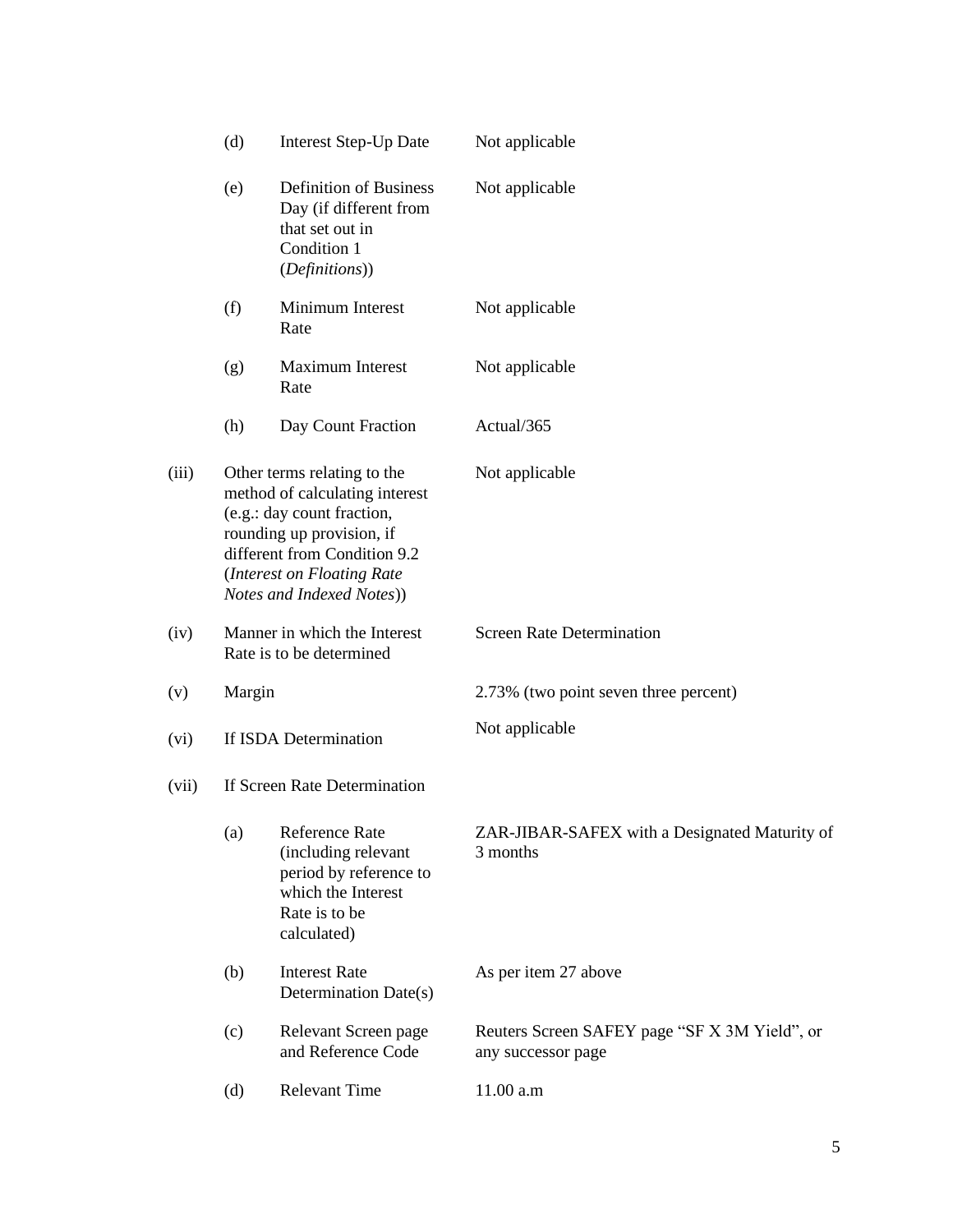| | | | |
|---|---|---|---|
| | (d) | Interest Step-Up Date | Not applicable |
| | (e) | Definition of Business Day (if different from that set out in Condition 1 (*Definitions*)) | Not applicable |
| | (f) | Minimum Interest Rate | Not applicable |
| | (g) | Maximum Interest Rate | Not applicable |
| | (h) | Day Count Fraction | Actual/365 |
| (iii) | Other terms relating to the method of calculating interest (e.g.: day count fraction, rounding up provision, if different from Condition 9.2 (*Interest on Floating Rate Notes and Indexed Notes*)) | | Not applicable |
| (iv) | Manner in which the Interest Rate is to be determined | | Screen Rate Determination |
| (v) | Margin | | 2.73% (two point seven three percent) |
| (vi) | If ISDA Determination | | Not applicable |
| (vii) | If Screen Rate Determination | | |
| | (a) | Reference Rate (including relevant period by reference to which the Interest Rate is to be calculated) | ZAR-JIBAR-SAFEX with a Designated Maturity of 3 months |
| | (b) | Interest Rate Determination Date(s) | As per item 27 above |
| | (c) | Relevant Screen page and Reference Code | Reuters Screen SAFEY page "SF X 3M Yield", or any successor page |
| | (d) | Relevant Time | 11.00 a.m |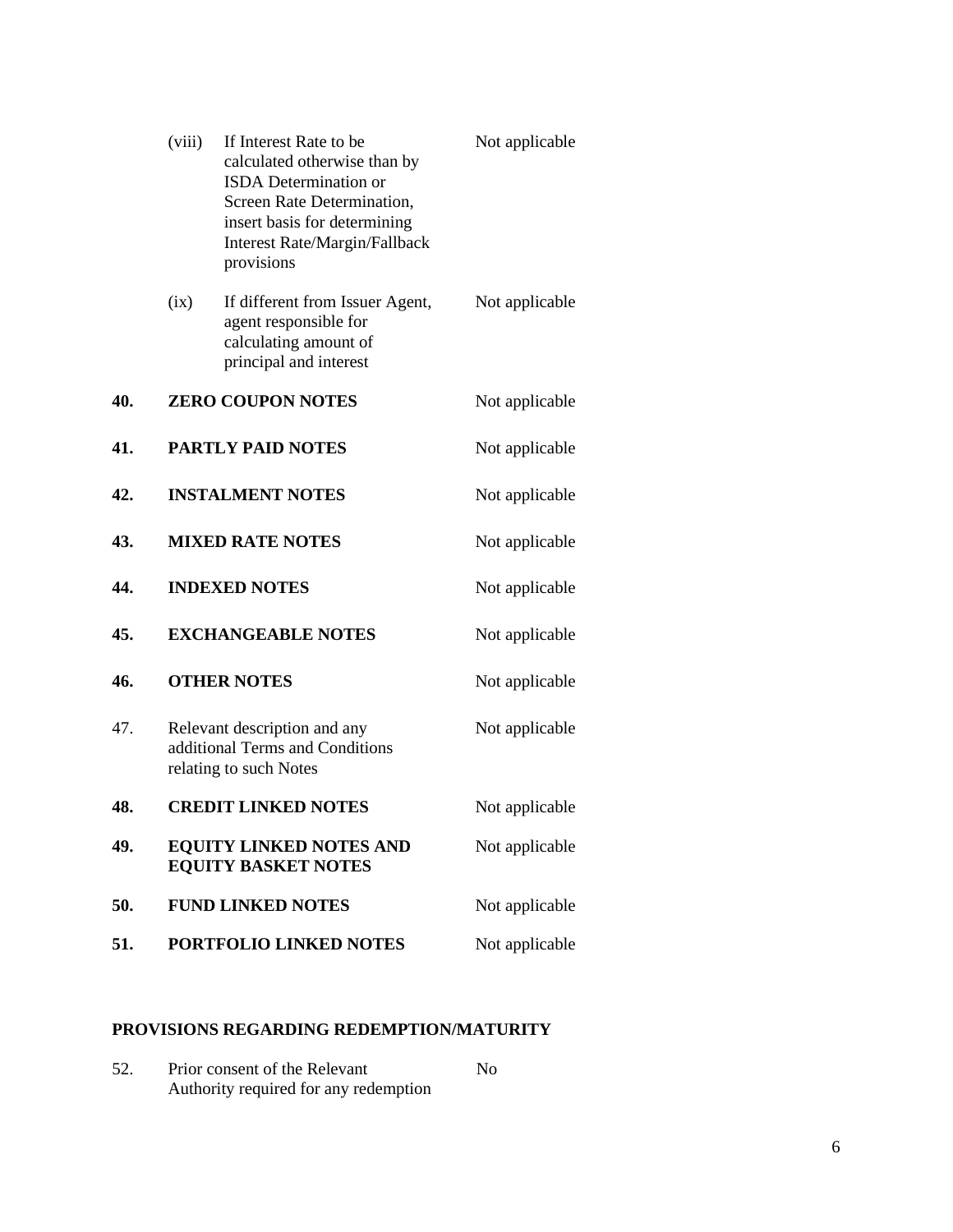| | | |
|---|---|---|
| (viii) | If Interest Rate to be calculated otherwise than by ISDA Determination or Screen Rate Determination, insert basis for determining Interest Rate/Margin/Fallback provisions | Not applicable |
| (ix) | If different from Issuer Agent, agent responsible for calculating amount of principal and interest | Not applicable |

| | | |
|---|---|---|
| **40.** | **ZERO COUPON NOTES** | Not applicable |
| **41.** | **PARTLY PAID NOTES** | Not applicable |
| **42.** | **INSTALMENT NOTES** | Not applicable |
| **43.** | **MIXED RATE NOTES** | Not applicable |
| **44.** | **INDEXED NOTES** | Not applicable |
| **45.** | **EXCHANGEABLE NOTES** | Not applicable |
| **46.** | **OTHER NOTES** | Not applicable |
| 47. | Relevant description and any additional Terms and Conditions relating to such Notes | Not applicable |
| **48.** | **CREDIT LINKED NOTES** | Not applicable |
| **49.** | **EQUITY LINKED NOTES AND EQUITY BASKET NOTES** | Not applicable |
| **50.** | **FUND LINKED NOTES** | Not applicable |
| **51.** | **PORTFOLIO LINKED NOTES** | Not applicable |

## PROVISIONS REGARDING REDEMPTION/MATURITY

| | | |
|---|---|---|
| 52. | Prior consent of the Relevant Authority required for any redemption | No |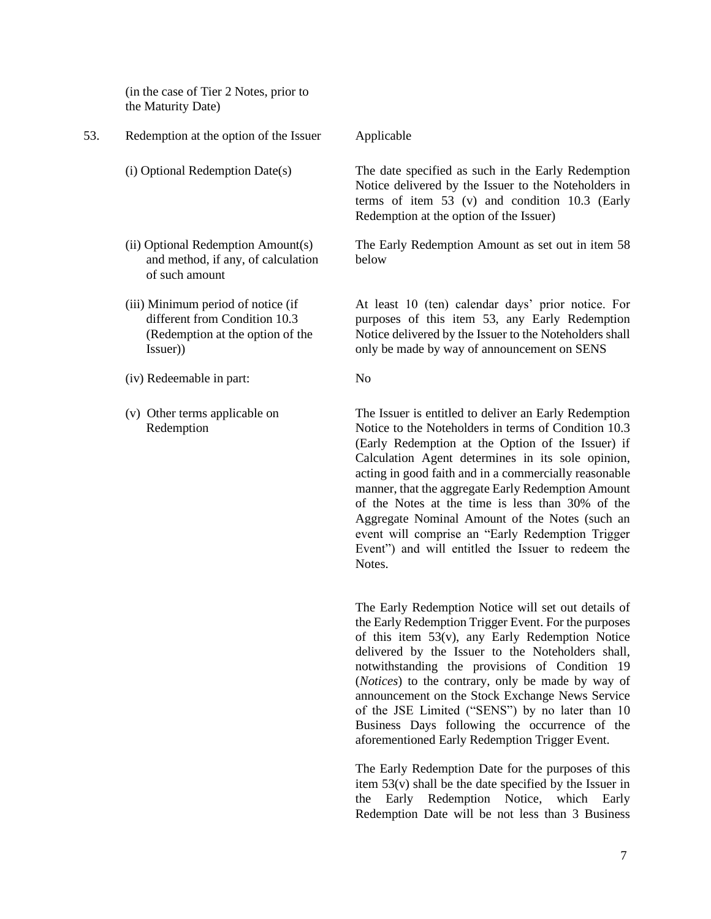| | | |
|---|---|---|
| | (in the case of Tier 2 Notes, prior to the Maturity Date) | |
| 53. | Redemption at the option of the Issuer | Applicable |
| | (i) Optional Redemption Date(s) | The date specified as such in the Early Redemption Notice delivered by the Issuer to the Noteholders in terms of item 53 (v) and condition 10.3 (Early Redemption at the option of the Issuer) |
| | (ii) Optional Redemption Amount(s) and method, if any, of calculation of such amount | The Early Redemption Amount as set out in item 58 below |
| | (iii) Minimum period of notice (if different from Condition 10.3 (Redemption at the option of the Issuer)) | At least 10 (ten) calendar days' prior notice. For purposes of this item 53, any Early Redemption Notice delivered by the Issuer to the Noteholders shall only be made by way of announcement on SENS |
| | (iv) Redeemable in part: | No |
| | (v) Other terms applicable on Redemption | The Issuer is entitled to deliver an Early Redemption Notice to the Noteholders in terms of Condition 10.3 (Early Redemption at the Option of the Issuer) if Calculation Agent determines in its sole opinion, acting in good faith and in a commercially reasonable manner, that the aggregate Early Redemption Amount of the Notes at the time is less than 30% of the Aggregate Nominal Amount of the Notes (such an event will comprise an "Early Redemption Trigger Event") and will entitled the Issuer to redeem the Notes.<br><br>The Early Redemption Notice will set out details of the Early Redemption Trigger Event. For the purposes of this item 53(v), any Early Redemption Notice delivered by the Issuer to the Noteholders shall, notwithstanding the provisions of Condition 19 (*Notices*) to the contrary, only be made by way of announcement on the Stock Exchange News Service of the JSE Limited ("SENS") by no later than 10 Business Days following the occurrence of the aforementioned Early Redemption Trigger Event.<br><br>The Early Redemption Date for the purposes of this item 53(v) shall be the date specified by the Issuer in the Early Redemption Notice, which Early Redemption Date will be not less than 3 Business |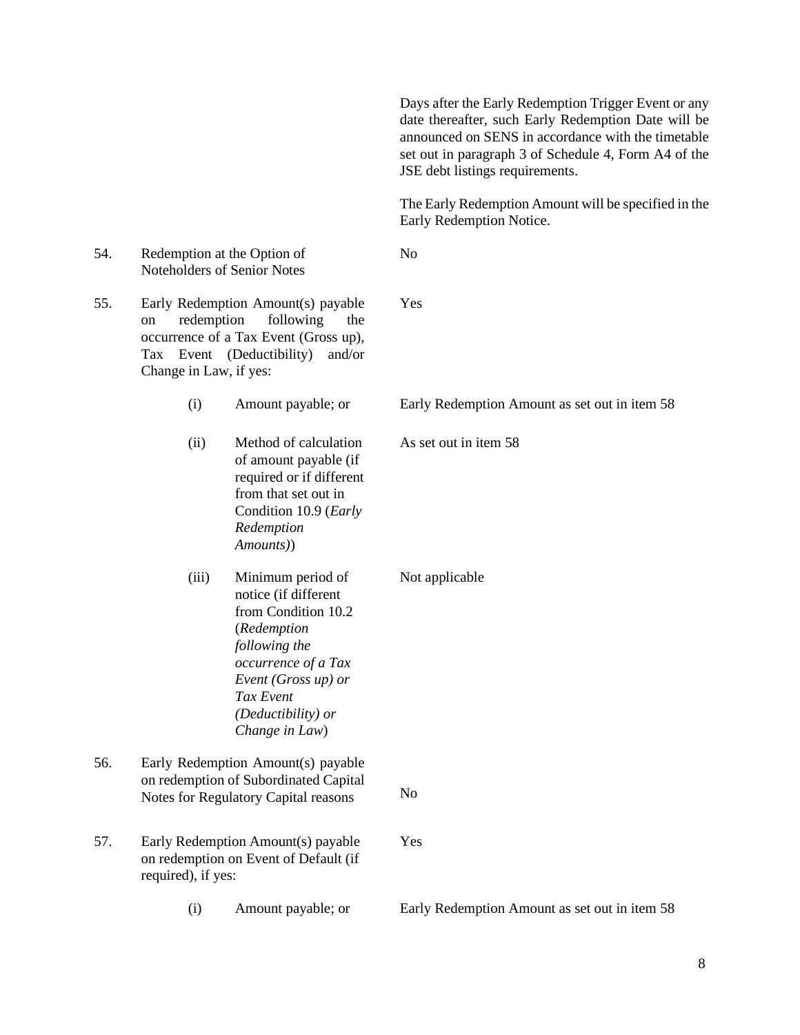| | | | |
|---|---|---|---|
| | | | Days after the Early Redemption Trigger Event or any date thereafter, such Early Redemption Date will be announced on SENS in accordance with the timetable set out in paragraph 3 of Schedule 4, Form A4 of the JSE debt listings requirements.<br><br>The Early Redemption Amount will be specified in the Early Redemption Notice. |
| 54. | Redemption at the Option of Noteholders of Senior Notes | | No |
| 55. | Early Redemption Amount(s) payable on redemption following the occurrence of a Tax Event (Gross up), Tax Event (Deductibility) and/or Change in Law, if yes: | | Yes |
| | (i) | Amount payable; or | Early Redemption Amount as set out in item 58 |
| | (ii) | Method of calculation of amount payable (if required or if different from that set out in Condition 10.9 (*Early Redemption Amounts)*) | As set out in item 58 |
| | (iii) | Minimum period of notice (if different from Condition 10.2 (*Redemption following the occurrence of a Tax Event (Gross up) or Tax Event (Deductibility) or Change in Law*) | Not applicable |
| 56. | Early Redemption Amount(s) payable on redemption of Subordinated Capital Notes for Regulatory Capital reasons | | No |
| 57. | Early Redemption Amount(s) payable on redemption on Event of Default (if required), if yes: | | Yes |
| | (i) | Amount payable; or | Early Redemption Amount as set out in item 58 |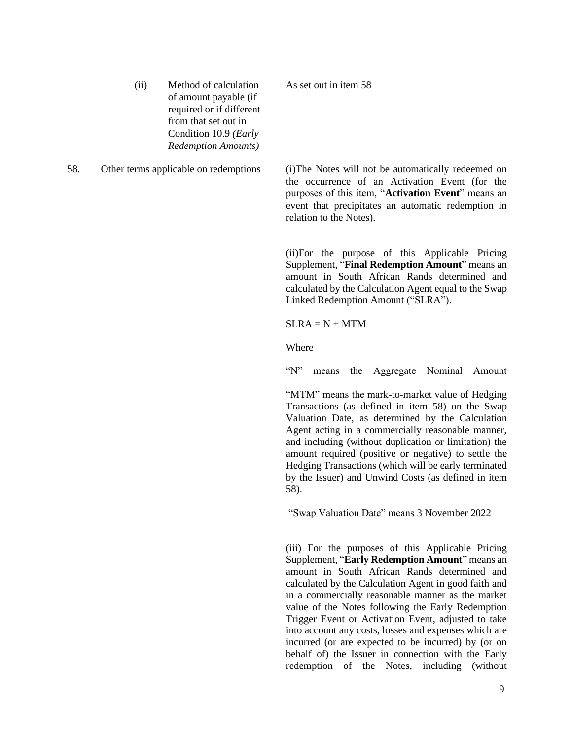| | | |
|---|---|---|
| | (ii) Method of calculation of amount payable (if required or if different from that set out in Condition 10.9 *(Early Redemption Amounts)* | As set out in item 58 |
| 58. | Other terms applicable on redemptions | (i)The Notes will not be automatically redeemed on the occurrence of an Activation Event (for the purposes of this item, "**Activation Event**" means an event that precipitates an automatic redemption in relation to the Notes). |

(ii)For the purpose of this Applicable Pricing Supplement, "**Final Redemption Amount**" means an amount in South African Rands determined and calculated by the Calculation Agent equal to the Swap Linked Redemption Amount ("SLRA").

SLRA = N + MTM

Where

"N" means the Aggregate Nominal Amount

"MTM" means the mark-to-market value of Hedging Transactions (as defined in item 58) on the Swap Valuation Date, as determined by the Calculation Agent acting in a commercially reasonable manner, and including (without duplication or limitation) the amount required (positive or negative) to settle the Hedging Transactions (which will be early terminated by the Issuer) and Unwind Costs (as defined in item 58).

"Swap Valuation Date" means 3 November 2022

(iii) For the purposes of this Applicable Pricing Supplement, "**Early Redemption Amount**" means an amount in South African Rands determined and calculated by the Calculation Agent in good faith and in a commercially reasonable manner as the market value of the Notes following the Early Redemption Trigger Event or Activation Event, adjusted to take into account any costs, losses and expenses which are incurred (or are expected to be incurred) by (or on behalf of) the Issuer in connection with the Early redemption of the Notes, including (without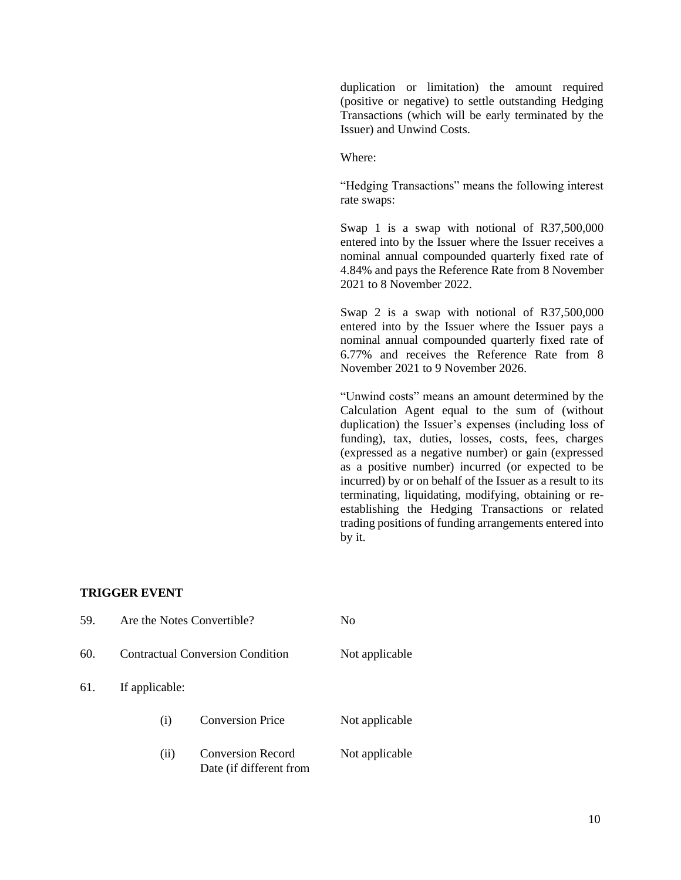duplication or limitation) the amount required (positive or negative) to settle outstanding Hedging Transactions (which will be early terminated by the Issuer) and Unwind Costs.

Where:

"Hedging Transactions" means the following interest rate swaps:

Swap 1 is a swap with notional of R37,500,000 entered into by the Issuer where the Issuer receives a nominal annual compounded quarterly fixed rate of 4.84% and pays the Reference Rate from 8 November 2021 to 8 November 2022.

Swap 2 is a swap with notional of R37,500,000 entered into by the Issuer where the Issuer pays a nominal annual compounded quarterly fixed rate of 6.77% and receives the Reference Rate from 8 November 2021 to 9 November 2026.

"Unwind costs" means an amount determined by the Calculation Agent equal to the sum of (without duplication) the Issuer's expenses (including loss of funding), tax, duties, losses, costs, fees, charges (expressed as a negative number) or gain (expressed as a positive number) incurred (or expected to be incurred) by or on behalf of the Issuer as a result to its terminating, liquidating, modifying, obtaining or re-establishing the Hedging Transactions or related trading positions of funding arrangements entered into by it.

**TRIGGER EVENT**

| | | |
|---|---|---|
| 59. | Are the Notes Convertible? | No |
| 60. | Contractual Conversion Condition | Not applicable |
| 61. | If applicable: | |
| | (i) Conversion Price | Not applicable |
| | (ii) Conversion Record Date (if different from | Not applicable |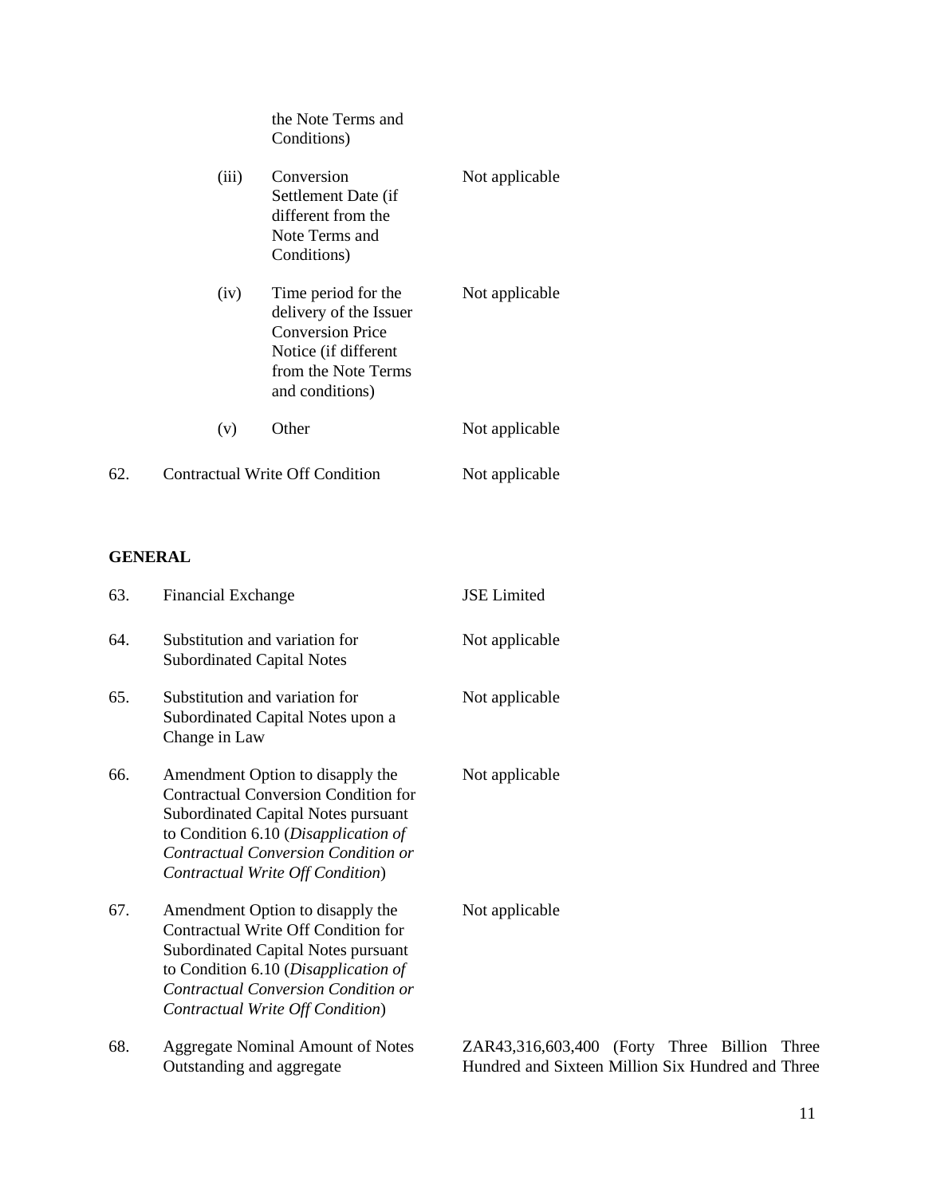| | | | |
|---|---|---|---|
| | | the Note Terms and Conditions) | |
| | (iii) | Conversion Settlement Date (if different from the Note Terms and Conditions) | Not applicable |
| | (iv) | Time period for the delivery of the Issuer Conversion Price Notice (if different from the Note Terms and conditions) | Not applicable |
| | (v) | Other | Not applicable |
| 62. | Contractual Write Off Condition | | Not applicable |

**GENERAL**

| | | |
|---|---|---|
| 63. | Financial Exchange | JSE Limited |
| 64. | Substitution and variation for Subordinated Capital Notes | Not applicable |
| 65. | Substitution and variation for Subordinated Capital Notes upon a Change in Law | Not applicable |
| 66. | Amendment Option to disapply the Contractual Conversion Condition for Subordinated Capital Notes pursuant to Condition 6.10 (*Disapplication of Contractual Conversion Condition or Contractual Write Off Condition*) | Not applicable |
| 67. | Amendment Option to disapply the Contractual Write Off Condition for Subordinated Capital Notes pursuant to Condition 6.10 (*Disapplication of Contractual Conversion Condition or Contractual Write Off Condition*) | Not applicable |
| 68. | Aggregate Nominal Amount of Notes Outstanding and aggregate | ZAR43,316,603,400 (Forty Three Billion Three Hundred and Sixteen Million Six Hundred and Three |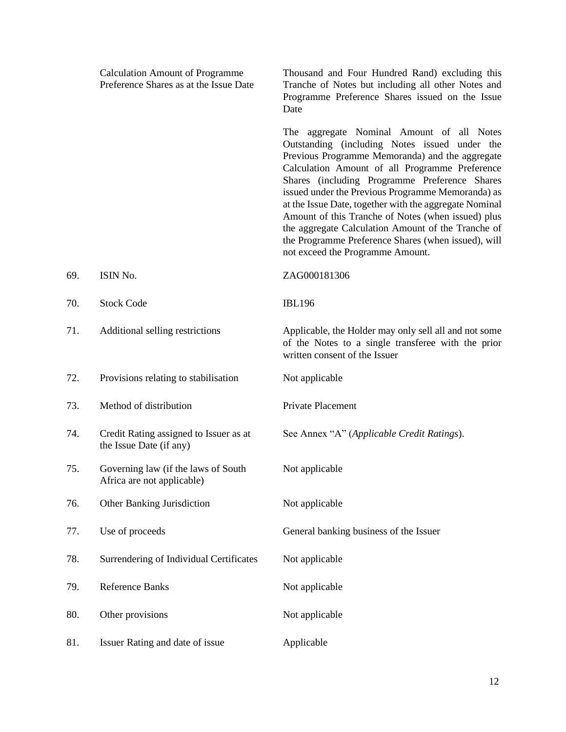| | | |
|---|---|---|
| | Calculation Amount of Programme Preference Shares as at the Issue Date | Thousand and Four Hundred Rand) excluding this Tranche of Notes but including all other Notes and Programme Preference Shares issued on the Issue Date<br><br>The aggregate Nominal Amount of all Notes Outstanding (including Notes issued under the Previous Programme Memoranda) and the aggregate Calculation Amount of all Programme Preference Shares (including Programme Preference Shares issued under the Previous Programme Memoranda) as at the Issue Date, together with the aggregate Nominal Amount of this Tranche of Notes (when issued) plus the aggregate Calculation Amount of the Tranche of the Programme Preference Shares (when issued), will not exceed the Programme Amount. |
| 69. | ISIN No. | ZAG000181306 |
| 70. | Stock Code | IBL196 |
| 71. | Additional selling restrictions | Applicable, the Holder may only sell all and not some of the Notes to a single transferee with the prior written consent of the Issuer |
| 72. | Provisions relating to stabilisation | Not applicable |
| 73. | Method of distribution | Private Placement |
| 74. | Credit Rating assigned to Issuer as at the Issue Date (if any) | See Annex "A" (*Applicable Credit Ratings*). |
| 75. | Governing law (if the laws of South Africa are not applicable) | Not applicable |
| 76. | Other Banking Jurisdiction | Not applicable |
| 77. | Use of proceeds | General banking business of the Issuer |
| 78. | Surrendering of Individual Certificates | Not applicable |
| 79. | Reference Banks | Not applicable |
| 80. | Other provisions | Not applicable |
| 81. | Issuer Rating and date of issue | Applicable |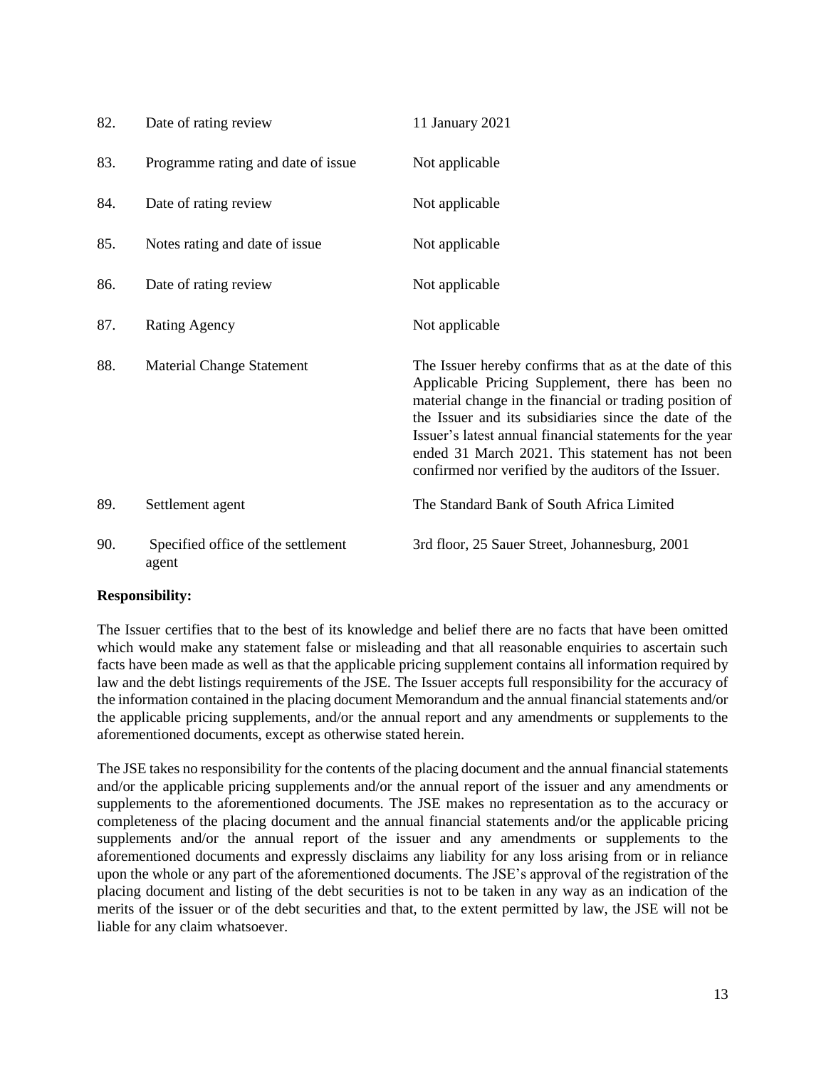| | | |
|---|---|---|
| 82. | Date of rating review | 11 January 2021 |
| 83. | Programme rating and date of issue | Not applicable |
| 84. | Date of rating review | Not applicable |
| 85. | Notes rating and date of issue | Not applicable |
| 86. | Date of rating review | Not applicable |
| 87. | Rating Agency | Not applicable |
| 88. | Material Change Statement | The Issuer hereby confirms that as at the date of this Applicable Pricing Supplement, there has been no material change in the financial or trading position of the Issuer and its subsidiaries since the date of the Issuer's latest annual financial statements for the year ended 31 March 2021. This statement has not been confirmed nor verified by the auditors of the Issuer. |
| 89. | Settlement agent | The Standard Bank of South Africa Limited |
| 90. | Specified office of the settlement agent | 3rd floor, 25 Sauer Street, Johannesburg, 2001 |

**Responsibility:**

The Issuer certifies that to the best of its knowledge and belief there are no facts that have been omitted which would make any statement false or misleading and that all reasonable enquiries to ascertain such facts have been made as well as that the applicable pricing supplement contains all information required by law and the debt listings requirements of the JSE. The Issuer accepts full responsibility for the accuracy of the information contained in the placing document Memorandum and the annual financial statements and/or the applicable pricing supplements, and/or the annual report and any amendments or supplements to the aforementioned documents, except as otherwise stated herein.

The JSE takes no responsibility for the contents of the placing document and the annual financial statements and/or the applicable pricing supplements and/or the annual report of the issuer and any amendments or supplements to the aforementioned documents. The JSE makes no representation as to the accuracy or completeness of the placing document and the annual financial statements and/or the applicable pricing supplements and/or the annual report of the issuer and any amendments or supplements to the aforementioned documents and expressly disclaims any liability for any loss arising from or in reliance upon the whole or any part of the aforementioned documents. The JSE's approval of the registration of the placing document and listing of the debt securities is not to be taken in any way as an indication of the merits of the issuer or of the debt securities and that, to the extent permitted by law, the JSE will not be liable for any claim whatsoever.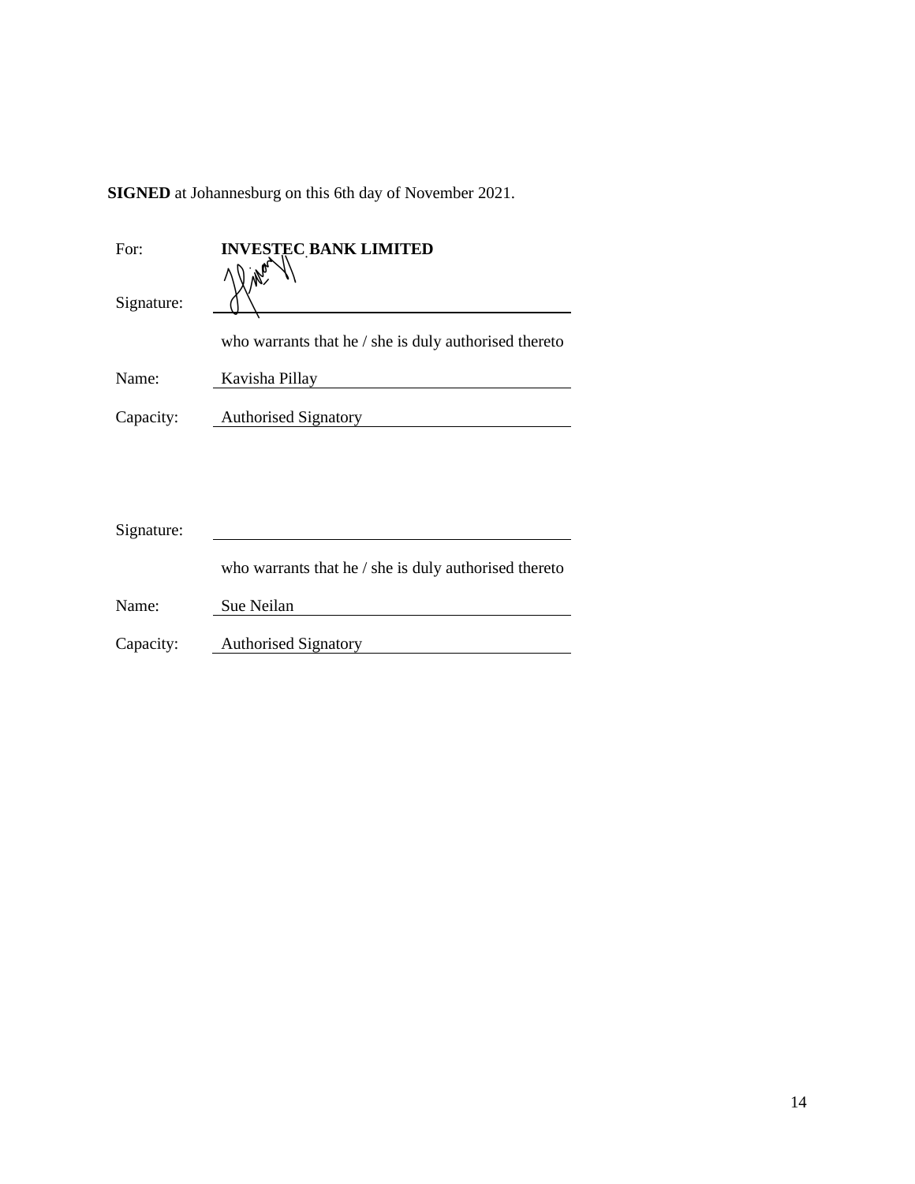**SIGNED** at Johannesburg on this 6th day of November 2021.

For: **INVESTEC BANK LIMITED**

Signature: \_\_\_\_\_\_\_\_\_\_\_\_\_\_\_\_\_\_\_\_\_\_\_\_\_\_\_\_\_\_\_\_

who warrants that he / she is duly authorised thereto

Name: Kavisha Pillay

Capacity: Authorised Signatory

Signature: \_\_\_\_\_\_\_\_\_\_\_\_\_\_\_\_\_\_\_\_\_\_\_\_\_\_\_\_\_\_\_\_

who warrants that he / she is duly authorised thereto

Name: Sue Neilan

Capacity: Authorised Signatory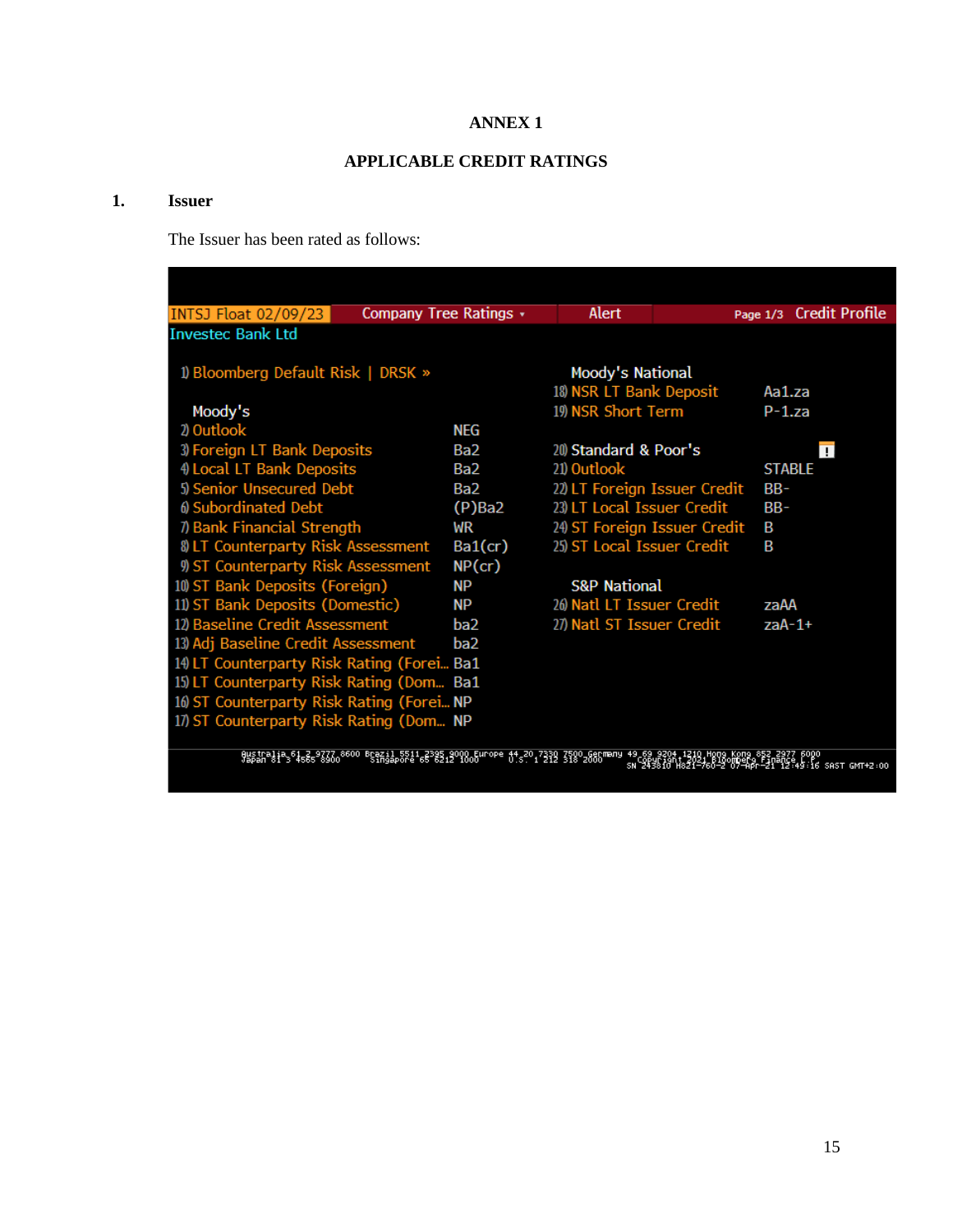# ANNEX 1

## APPLICABLE CREDIT RATINGS

### 1. Issuer

The Issuer has been rated as follows:

INTSJ Float 02/09/23 | Company Tree Ratings | Alert | Page 1/3 Credit Profile

Investec Bank Ltd

1) Bloomberg Default Risk | DRSK »

| Moody's | |
|---|---|
| 2) Outlook | NEG |
| 3) Foreign LT Bank Deposits | Ba2 |
| 4) Local LT Bank Deposits | Ba2 |
| 5) Senior Unsecured Debt | Ba2 |
| 6) Subordinated Debt | (P)Ba2 |
| 7) Bank Financial Strength | WR |
| 8) LT Counterparty Risk Assessment | Ba1(cr) |
| 9) ST Counterparty Risk Assessment | NP(cr) |
| 10) ST Bank Deposits (Foreign) | NP |
| 11) ST Bank Deposits (Domestic) | NP |
| 12) Baseline Credit Assessment | ba2 |
| 13) Adj Baseline Credit Assessment | ba2 |
| 14) LT Counterparty Risk Rating (Forei... | Ba1 |
| 15) LT Counterparty Risk Rating (Dom... | Ba1 |
| 16) ST Counterparty Risk Rating (Forei... | NP |
| 17) ST Counterparty Risk Rating (Dom... | NP |

| Moody's National | |
|---|---|
| 18) NSR LT Bank Deposit | Aa1.za |
| 19) NSR Short Term | P-1.za |

| 20) Standard & Poor's | |
|---|---|
| 21) Outlook | STABLE |
| 22) LT Foreign Issuer Credit | BB- |
| 23) LT Local Issuer Credit | BB- |
| 24) ST Foreign Issuer Credit | B |
| 25) ST Local Issuer Credit | B |

| S&P National | |
|---|---|
| 26) Natl LT Issuer Credit | zaAA |
| 27) Natl ST Issuer Credit | zaA-1+ |

Australia 61 2 9777 8600 Brazil 5511 2395 9000 Europe 44 20 7330 7500 Germany 49 69 9204 1210 Hong Kong 852 2977 6000 Japan 81 3 4565 8900 Singapore 65 6212 1000 U.S. 1 212 318 2000 Copyright 2021 Bloomberg Finance L.P. SN 243810 H821-760-2 07-Apr-21 12:49:16 SAST GMT+2:00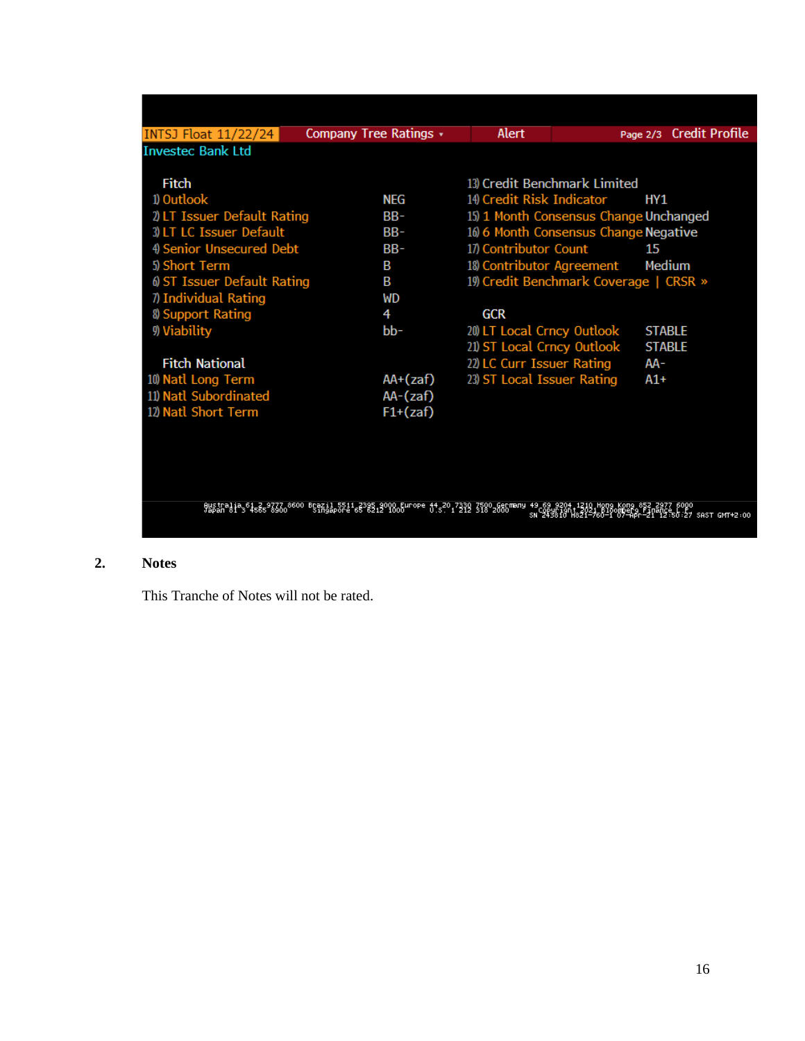INTSJ Float 11/22/24 | Company Tree Ratings | Alert | Page 2/3 Credit Profile

Investec Bank Ltd

| | | | |
|---|---|---|---|
| **Fitch** | | 13) Credit Benchmark Limited | |
| 1) Outlook | NEG | 14) Credit Risk Indicator | HY1 |
| 2) LT Issuer Default Rating | BB- | 15) 1 Month Consensus Change | Unchanged |
| 3) LT LC Issuer Default | BB- | 16) 6 Month Consensus Change | Negative |
| 4) Senior Unsecured Debt | BB- | 17) Contributor Count | 15 |
| 5) Short Term | B | 18) Contributor Agreement | Medium |
| 6) ST Issuer Default Rating | B | 19) Credit Benchmark Coverage \| CRSR » | |
| 7) Individual Rating | WD | | |
| 8) Support Rating | 4 | **GCR** | |
| 9) Viability | bb- | 20) LT Local Crncy Outlook | STABLE |
| | | 21) ST Local Crncy Outlook | STABLE |
| **Fitch National** | | 22) LC Curr Issuer Rating | AA- |
| 10) Natl Long Term | AA+(zaf) | 23) ST Local Issuer Rating | A1+ |
| 11) Natl Subordinated | AA-(zaf) | | |
| 12) Natl Short Term | F1+(zaf) | | |

Australia 61 2 9777 8600 Brazil 5511 2395 9000 Europe 44 20 7330 7500 Germany 49 69 9204 1210 Hong Kong 852 2977 6000
Japan 81 3 4565 8900 Singapore 65 6212 1000 U.S. 1 212 318 2000 Copyright 2021 Bloomberg Finance L.P.
SN 243610 H821-760-1 07-Apr-21 12:50:27 SAST GMT+2:00

## 2. Notes

This Tranche of Notes will not be rated.